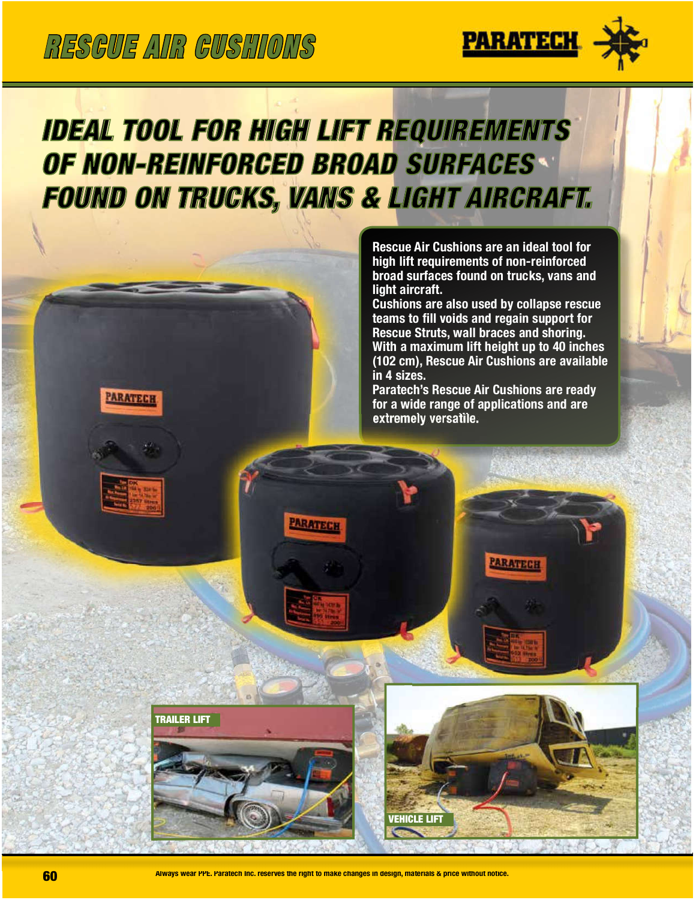# RESCUE AIR CUSHIONS

PARATECH

## IDEAL TOOL FOR HIGH LIFT REQUIREMENTS OF NON-REINFORCED BROAD SURFACES FOUND ON TRUCKS, VANS & LIGHT AIRCRAFT.

**Rescue Air Cushions are an ideal tool for high lift requirements of non-reinforced broad surfaces found on trucks, vans and light aircraft.**
**Cushions are also used by collapse rescue teams to fill voids and regain support for Rescue Struts, wall braces and shoring.**
**With a maximum lift height up to 40 inches (102 cm), Rescue Air Cushions are available in 4 sizes.**
**Paratech's Rescue Air Cushions are ready for a wide range of applications and are extremely versatile.**

TRAILER LIFT

VEHICLE LIFT

Always wear PPE. Paratech Inc. reserves the right to make changes in design, materials & price without notice.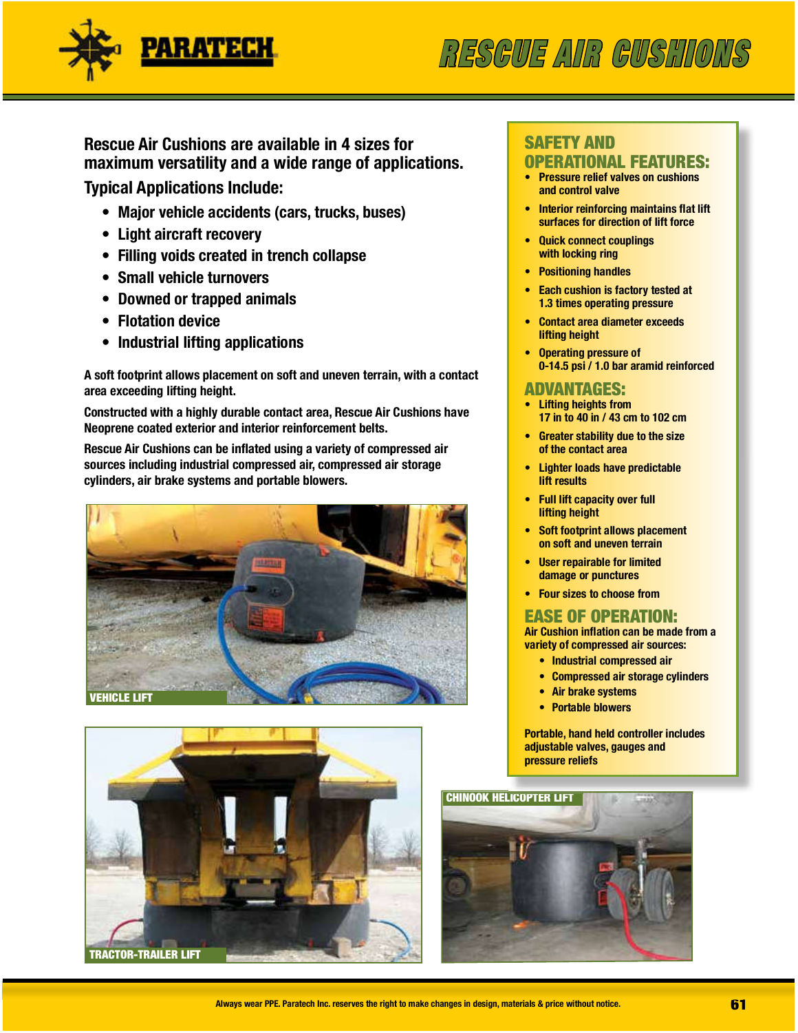# RESCUE AIR CUSHIONS

## Rescue Air Cushions are available in 4 sizes for maximum versatility and a wide range of applications.

### Typical Applications Include:

- Major vehicle accidents (cars, trucks, buses)
- Light aircraft recovery
- Filling voids created in trench collapse
- Small vehicle turnovers
- Downed or trapped animals
- Flotation device
- Industrial lifting applications

A soft footprint allows placement on soft and uneven terrain, with a contact area exceeding lifting height.

Constructed with a highly durable contact area, Rescue Air Cushions have Neoprene coated exterior and interior reinforcement belts.

Rescue Air Cushions can be inflated using a variety of compressed air sources including industrial compressed air, compressed air storage cylinders, air brake systems and portable blowers.

VEHICLE LIFT

TRACTOR-TRAILER LIFT

CHINOOK HELICOPTER LIFT

## SAFETY AND OPERATIONAL FEATURES:

- Pressure relief valves on cushions and control valve
- Interior reinforcing maintains flat lift surfaces for direction of lift force
- Quick connect couplings with locking ring
- Positioning handles
- Each cushion is factory tested at 1.3 times operating pressure
- Contact area diameter exceeds lifting height
- Operating pressure of 0-14.5 psi / 1.0 bar aramid reinforced

## ADVANTAGES:

- Lifting heights from 17 in to 40 in / 43 cm to 102 cm
- Greater stability due to the size of the contact area
- Lighter loads have predictable lift results
- Full lift capacity over full lifting height
- Soft footprint allows placement on soft and uneven terrain
- User repairable for limited damage or punctures
- Four sizes to choose from

## EASE OF OPERATION:

Air Cushion inflation can be made from a variety of compressed air sources:

- Industrial compressed air
- Compressed air storage cylinders
- Air brake systems
- Portable blowers

Portable, hand held controller includes adjustable valves, gauges and pressure reliefs

Always wear PPE. Paratech Inc. reserves the right to make changes in design, materials & price without notice.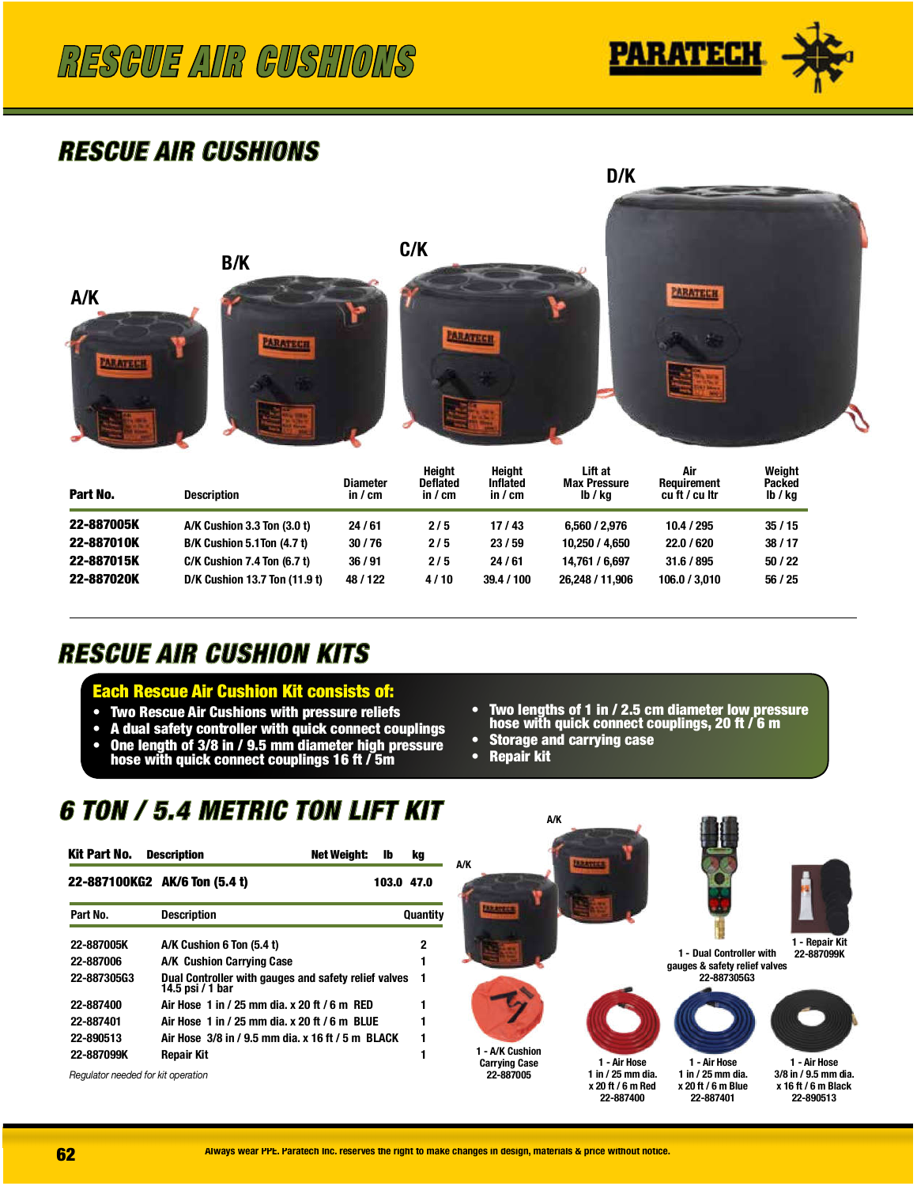# RESCUE AIR CUSHIONS

## RESCUE AIR CUSHIONS

A/K B/K C/K D/K

| Part No. | Description | Diameter in / cm | Height Deflated in / cm | Height Inflated in / cm | Lift at Max Pressure lb / kg | Air Requirement cu ft / cu ltr | Weight Packed lb / kg |
|---|---|---|---|---|---|---|---|
| 22-887005K | A/K Cushion 3.3 Ton (3.0 t) | 24 / 61 | 2 / 5 | 17 / 43 | 6,560 / 2,976 | 10.4 / 295 | 35 / 15 |
| 22-887010K | B/K Cushion 5.1Ton (4.7 t) | 30 / 76 | 2 / 5 | 23 / 59 | 10,250 / 4,650 | 22.0 / 620 | 38 / 17 |
| 22-887015K | C/K Cushion 7.4 Ton (6.7 t) | 36 / 91 | 2 / 5 | 24 / 61 | 14,761 / 6,697 | 31.6 / 895 | 50 / 22 |
| 22-887020K | D/K Cushion 13.7 Ton (11.9 t) | 48 / 122 | 4 / 10 | 39.4 / 100 | 26,248 / 11,906 | 106.0 / 3,010 | 56 / 25 |

## RESCUE AIR CUSHION KITS

**Each Rescue Air Cushion Kit consists of:**

- Two Rescue Air Cushions with pressure reliefs
- A dual safety controller with quick connect couplings
- One length of 3/8 in / 9.5 mm diameter high pressure hose with quick connect couplings 16 ft / 5m
- Two lengths of 1 in / 2.5 cm diameter low pressure hose with quick connect couplings, 20 ft / 6 m
- Storage and carrying case
- Repair kit

## 6 TON / 5.4 METRIC TON LIFT KIT

| Kit Part No. | Description | Net Weight: lb | kg |
|---|---|---|---|
| 22-887100KG2 | AK/6 Ton (5.4 t) | 103.0 | 47.0 |

| Part No. | Description | Quantity |
|---|---|---|
| 22-887005K | A/K Cushion 6 Ton (5.4 t) | 2 |
| 22-887006 | A/K Cushion Carrying Case | 1 |
| 22-887305G3 | Dual Controller with gauges and safety relief valves 14.5 psi / 1 bar | 1 |
| 22-887400 | Air Hose 1 in / 25 mm dia. x 20 ft / 6 m RED | 1 |
| 22-887401 | Air Hose 1 in / 25 mm dia. x 20 ft / 6 m BLUE | 1 |
| 22-890513 | Air Hose 3/8 in / 9.5 mm dia. x 16 ft / 5 m BLACK | 1 |
| 22-887099K | Repair Kit | 1 |

*Regulator needed for kit operation*

A/K A/K

1 - Dual Controller with gauges & safety relief valves 22-887305G3

1 - Repair Kit 22-887099K

1 - A/K Cushion Carrying Case 22-887005

1 - Air Hose 1 in / 25 mm dia. x 20 ft / 6 m Red 22-887400

1 - Air Hose 1 in / 25 mm dia. x 20 ft / 6 m Blue 22-887401

1 - Air Hose 3/8 in / 9.5 mm dia. x 16 ft / 6 m Black 22-890513

Always wear PPE. Paratech Inc. reserves the right to make changes in design, materials & price without notice.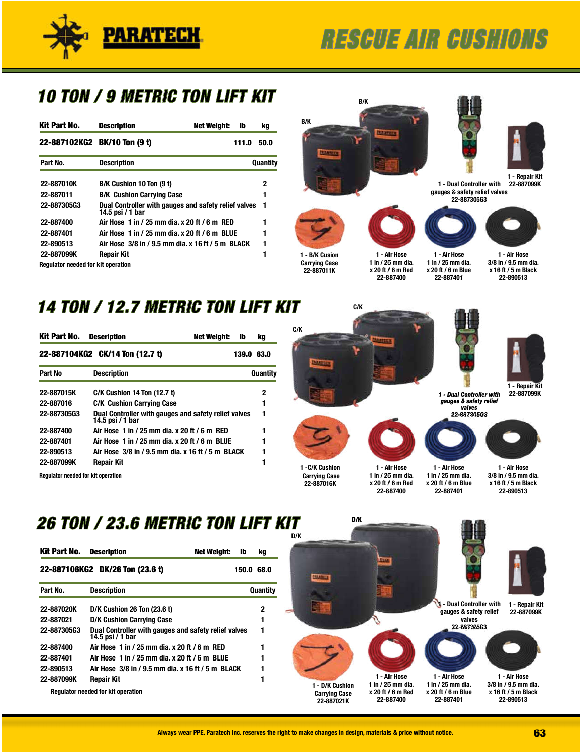# RESCUE AIR CUSHIONS

## 10 TON / 9 METRIC TON LIFT KIT

| Kit Part No. | Description | Net Weight: lb | kg |
|---|---|---|---|
| 22-887102KG2 | BK/10 Ton (9 t) | 111.0 | 50.0 |

| Part No. | Description | Quantity |
|---|---|---|
| 22-887010K | B/K Cushion 10 Ton (9 t) | 2 |
| 22-887011 | B/K Cushion Carrying Case | 1 |
| 22-887305G3 | Dual Controller with gauges and safety relief valves 14.5 psi / 1 bar | 1 |
| 22-887400 | Air Hose 1 in / 25 mm dia. x 20 ft / 6 m RED | 1 |
| 22-887401 | Air Hose 1 in / 25 mm dia. x 20 ft / 6 m BLUE | 1 |
| 22-890513 | Air Hose 3/8 in / 9.5 mm dia. x 16 ft / 5 m BLACK | 1 |
| 22-887099K | Repair Kit | 1 |

Regulator needed for kit operation

B/K

B/K

1 - Dual Controller with gauges & safety relief valves 22-887305G3

1 - Repair Kit 22-887099K

1 - B/K Cusion Carrying Case 22-887011K

1 - Air Hose 1 in / 25 mm dia. x 20 ft / 6 m Red 22-887400

1 - Air Hose 1 in / 25 mm dia. x 20 ft / 6 m Blue 22-887401

1 - Air Hose 3/8 in / 9.5 mm dia. x 16 ft / 5 m Black 22-890513

## 14 TON / 12.7 METRIC TON LIFT KIT

| Kit Part No. | Description | Net Weight: lb | kg |
|---|---|---|---|
| 22-887104KG2 | CK/14 Ton (12.7 t) | 139.0 | 63.0 |

| Part No | Description | Quantity |
|---|---|---|
| 22-887015K | C/K Cushion 14 Ton (12.7 t) | 2 |
| 22-887016 | C/K Cushion Carrying Case | 1 |
| 22-887305G3 | Dual Controller with gauges and safety relief valves 14.5 psi / 1 bar | 1 |
| 22-887400 | Air Hose 1 in / 25 mm dia. x 20 ft / 6 m RED | 1 |
| 22-887401 | Air Hose 1 in / 25 mm dia. x 20 ft / 6 m BLUE | 1 |
| 22-890513 | Air Hose 3/8 in / 9.5 mm dia. x 16 ft / 5 m BLACK | 1 |
| 22-887099K | Repair Kit | 1 |

Regulator needed for kit operation

C/K

C/K

*1 - Dual Controller with gauges & safety relief valves 22-887305G3*

1 - Repair Kit 22-887099K

1 -C/K Cushion Carrying Case 22-887016K

1 - Air Hose 1 in / 25 mm dia. x 20 ft / 6 m Red 22-887400

1 - Air Hose 1 in / 25 mm dia. x 20 ft / 6 m Blue 22-887401

1 - Air Hose 3/8 in / 9.5 mm dia. x 16 ft / 5 m Black 22-890513

## 26 TON / 23.6 METRIC TON LIFT KIT

| Kit Part No. | Description | Net Weight: lb | kg |
|---|---|---|---|
| 22-887106KG2 | DK/26 Ton (23.6 t) | 150.0 | 68.0 |

| Part No. | Description | Quantity |
|---|---|---|
| 22-887020K | D/K Cushion 26 Ton (23.6 t) | 2 |
| 22-887021 | D/K Cushion Carrying Case | 1 |
| 22-887305G3 | Dual Controller with gauges and safety relief valves 14.5 psi / 1 bar | 1 |
| 22-887400 | Air Hose 1 in / 25 mm dia. x 20 ft / 6 m RED | 1 |
| 22-887401 | Air Hose 1 in / 25 mm dia. x 20 ft / 6 m BLUE | 1 |
| 22-890513 | Air Hose 3/8 in / 9.5 mm dia. x 16 ft / 5 m BLACK | 1 |
| 22-887099K | Repair Kit | 1 |

Regulator needed for kit operation

D/K

D/K

1 - Dual Controller with gauges & safety relief valves 22-887305G3

1 - Repair Kit 22-887099K

1 - D/K Cushion Carrying Case 22-887021K

1 - Air Hose 1 in / 25 mm dia. x 20 ft / 6 m Red 22-887400

1 - Air Hose 1 in / 25 mm dia. x 20 ft / 6 m Blue 22-887401

1 - Air Hose 3/8 in / 9.5 mm dia. x 16 ft / 5 m Black 22-890513

Always wear PPE. Paratech Inc. reserves the right to make changes in design, materials & price without notice.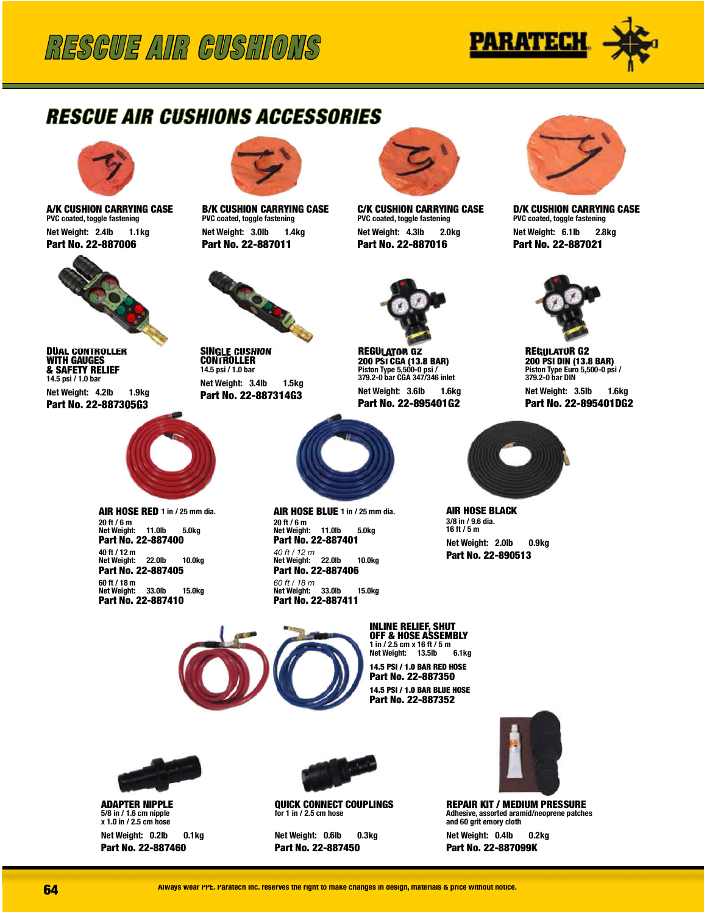# RESCUE AIR CUSHIONS

## RESCUE AIR CUSHIONS ACCESSORIES

**A/K CUSHION CARRYING CASE**
PVC coated, toggle fastening
Net Weight: 2.4lb 1.1kg
**Part No. 22-887006**

**B/K CUSHION CARRYING CASE**
PVC coated, toggle fastening
Net Weight: 3.0lb 1.4kg
**Part No. 22-887011**

**C/K CUSHION CARRYING CASE**
PVC coated, toggle fastening
Net Weight: 4.3lb 2.0kg
**Part No. 22-887016**

**D/K CUSHION CARRYING CASE**
PVC coated, toggle fastening
Net Weight: 6.1lb 2.8kg
**Part No. 22-887021**

**DUAL CONTROLLER WITH GAUGES & SAFETY RELIEF**
14.5 psi / 1.0 bar
Net Weight: 4.2lb 1.9kg
**Part No. 22-887305G3**

**SINGLE CUSHION CONTROLLER**
14.5 psi / 1.0 bar
Net Weight: 3.4lb 1.5kg
**Part No. 22-887314G3**

**REGULATOR G2**
**200 PSI CGA (13.8 BAR)**
Piston Type 5,500-0 psi / 379.2-0 bar CGA 347/346 inlet
Net Weight: 3.6lb 1.6kg
**Part No. 22-895401G2**

**REGULATOR G2**
**200 PSI DIN (13.8 BAR)**
Piston Type Euro 5,500-0 psi / 379.2-0 bar DIN
Net Weight: 3.5lb 1.6kg
**Part No. 22-895401DG2**

**AIR HOSE RED** 1 in / 25 mm dia.
20 ft / 6 m
Net Weight: 11.0lb 5.0kg
**Part No. 22-887400**
40 ft / 12 m
Net Weight: 22.0lb 10.0kg
**Part No. 22-887405**
60 ft / 18 m
Net Weight: 33.0lb 15.0kg
**Part No. 22-887410**

**AIR HOSE BLUE** 1 in / 25 mm dia.
20 ft / 6 m
Net Weight: 11.0lb 5.0kg
**Part No. 22-887401**
*40 ft / 12 m*
Net Weight: 22.0lb 10.0kg
**Part No. 22-887406**
*60 ft / 18 m*
Net Weight: 33.0lb 15.0kg
**Part No. 22-887411**

**AIR HOSE BLACK**
3/8 in / 9.6 dia.
16 ft / 5 m
Net Weight: 2.0lb 0.9kg
**Part No. 22-890513**

**INLINE RELIEF, SHUT OFF & HOSE ASSEMBLY**
1 in / 2.5 cm x 16 ft / 5 m
Net Weight: 13.5lb 6.1kg
**14.5 PSI / 1.0 BAR RED HOSE**
**Part No. 22-887350**
**14.5 PSI / 1.0 BAR BLUE HOSE**
**Part No. 22-887352**

**ADAPTER NIPPLE**
5/8 in / 1.6 cm nipple x 1.0 in / 2.5 cm hose
Net Weight: 0.2lb 0.1kg
**Part No. 22-887460**

**QUICK CONNECT COUPLINGS**
for 1 in / 2.5 cm hose
Net Weight: 0.6lb 0.3kg
**Part No. 22-887450**

**REPAIR KIT / MEDIUM PRESSURE**
Adhesive, assorted aramid/neoprene patches and 60 grit emory cloth
Net Weight: 0.4lb 0.2kg
**Part No. 22-887099K**

Always wear PPE. Paratech Inc. reserves the right to make changes in design, materials & price without notice.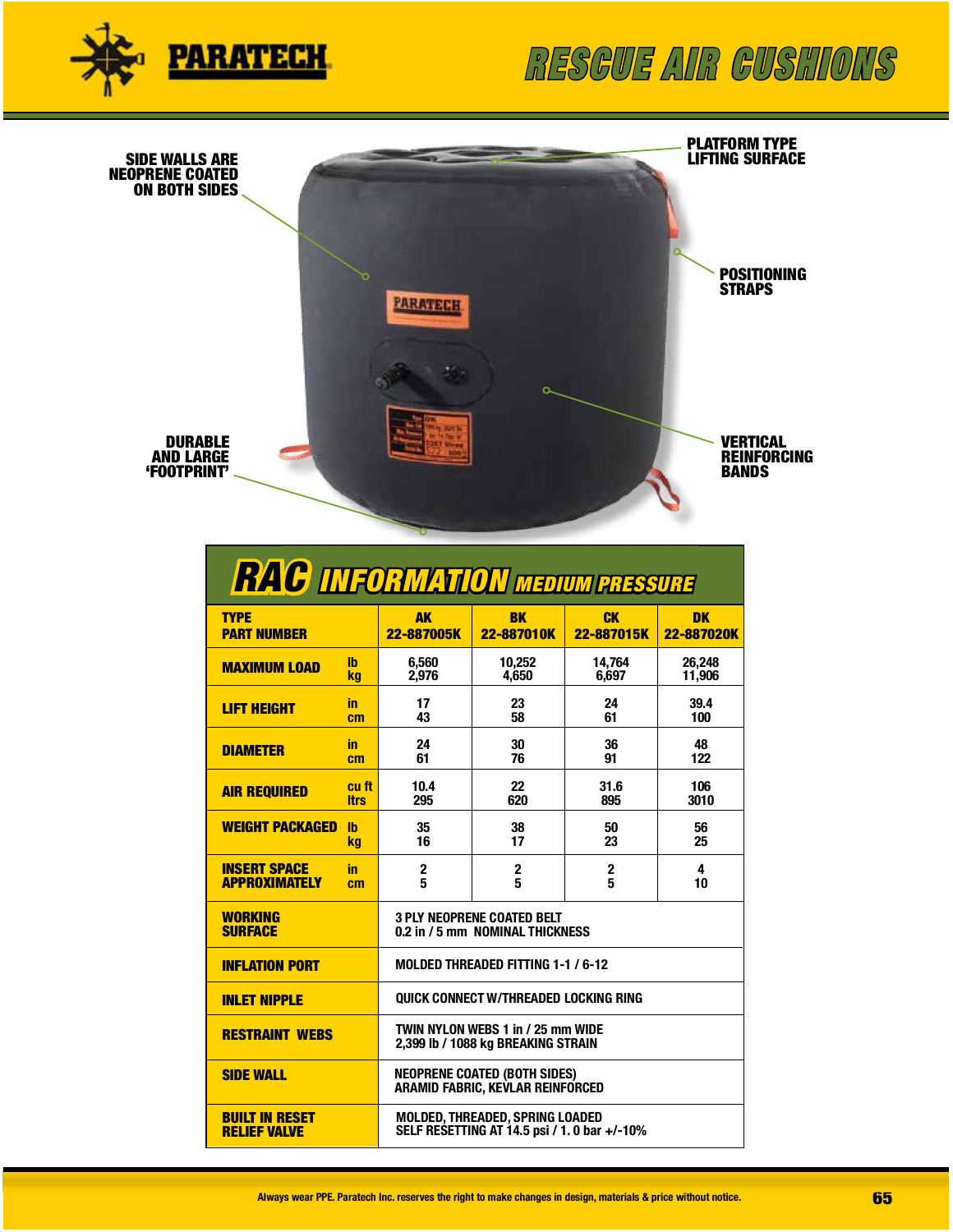# RESCUE AIR CUSHIONS

SIDE WALLS ARE NEOPRENE COATED ON BOTH SIDES

PLATFORM TYPE LIFTING SURFACE

POSITIONING STRAPS

VERTICAL REINFORCING BANDS

DURABLE AND LARGE 'FOOTPRINT'

## RAC INFORMATION MEDIUM PRESSURE

| TYPE<br>PART NUMBER | | AK<br>22-887005K | BK<br>22-887010K | CK<br>22-887015K | DK<br>22-887020K |
|---|---|---|---|---|---|
| MAXIMUM LOAD | lb<br>kg | 6,560<br>2,976 | 10,252<br>4,650 | 14,764<br>6,697 | 26,248<br>11,906 |
| LIFT HEIGHT | in<br>cm | 17<br>43 | 23<br>58 | 24<br>61 | 39.4<br>100 |
| DIAMETER | in<br>cm | 24<br>61 | 30<br>76 | 36<br>91 | 48<br>122 |
| AIR REQUIRED | cu ft<br>ltrs | 10.4<br>295 | 22<br>620 | 31.6<br>895 | 106<br>3010 |
| WEIGHT PACKAGED | lb<br>kg | 35<br>16 | 38<br>17 | 50<br>23 | 56<br>25 |
| INSERT SPACE APPROXIMATELY | in<br>cm | 2<br>5 | 2<br>5 | 2<br>5 | 4<br>10 |
| WORKING SURFACE | | 3 PLY NEOPRENE COATED BELT<br>0.2 in / 5 mm NOMINAL THICKNESS | | | |
| INFLATION PORT | | MOLDED THREADED FITTING 1-1 / 6-12 | | | |
| INLET NIPPLE | | QUICK CONNECT W/THREADED LOCKING RING | | | |
| RESTRAINT WEBS | | TWIN NYLON WEBS 1 in / 25 mm WIDE<br>2,399 lb / 1088 kg BREAKING STRAIN | | | |
| SIDE WALL | | NEOPRENE COATED (BOTH SIDES)<br>ARAMID FABRIC, KEVLAR REINFORCED | | | |
| BUILT IN RESET RELIEF VALVE | | MOLDED, THREADED, SPRING LOADED<br>SELF RESETTING AT 14.5 psi / 1. 0 bar +/-10% | | | |

Always wear PPE. Paratech Inc. reserves the right to make changes in design, materials & price without notice.